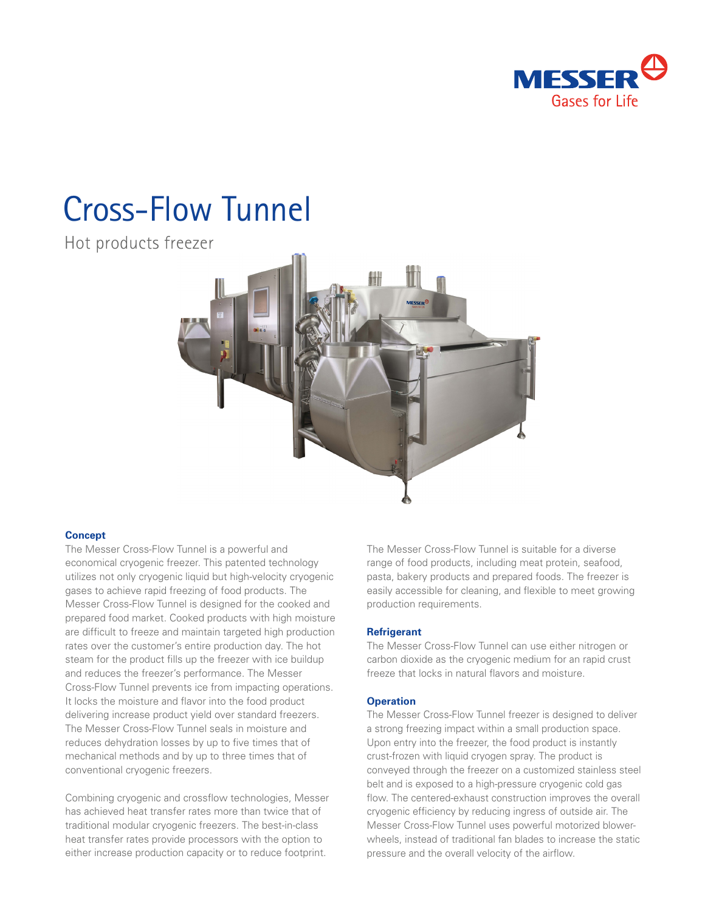# Cross-Flow Tunnel

Hot products freezer

## Concept

The Messer Cross-Flow Tunnel is a powerful and economical cryogenic freezer. This patented technology utilizes not only cryogenic liquid but high-velocity cryogenic gases to achieve rapid freezing of food products. The Messer Cross-Flow Tunnel is designed for the cooked and prepared food market. Cooked products with high moisture are difficult to freeze and maintain targeted high production rates over the customer's entire production day. The hot steam for the product fills up the freezer with ice buildup and reduces the freezer's performance. The Messer Cross-Flow Tunnel prevents ice from impacting operations. It locks the moisture and flavor into the food product delivering increase product yield over standard freezers. The Messer Cross-Flow Tunnel seals in moisture and reduces dehydration losses by up to five times that of mechanical methods and by up to three times that of conventional cryogenic freezers.

Combining cryogenic and crossflow technologies, Messer has achieved heat transfer rates more than twice that of traditional modular cryogenic freezers. The best-in-class heat transfer rates provide processors with the option to either increase production capacity or to reduce footprint.

The Messer Cross-Flow Tunnel is suitable for a diverse range of food products, including meat protein, seafood, pasta, bakery products and prepared foods. The freezer is easily accessible for cleaning, and flexible to meet growing production requirements.

## Refrigerant

The Messer Cross-Flow Tunnel can use either nitrogen or carbon dioxide as the cryogenic medium for an rapid crust freeze that locks in natural flavors and moisture.

## Operation

The Messer Cross-Flow Tunnel freezer is designed to deliver a strong freezing impact within a small production space. Upon entry into the freezer, the food product is instantly crust-frozen with liquid cryogen spray. The product is conveyed through the freezer on a customized stainless steel belt and is exposed to a high-pressure cryogenic cold gas flow. The centered-exhaust construction improves the overall cryogenic efficiency by reducing ingress of outside air. The Messer Cross-Flow Tunnel uses powerful motorized blower-wheels, instead of traditional fan blades to increase the static pressure and the overall velocity of the airflow.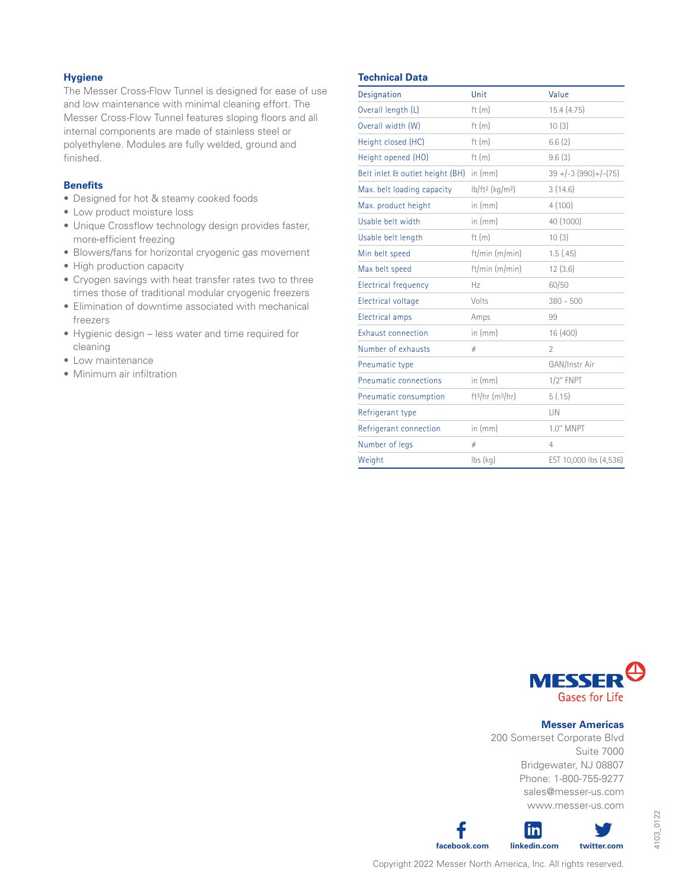## Hygiene

The Messer Cross-Flow Tunnel is designed for ease of use and low maintenance with minimal cleaning effort. The Messer Cross-Flow Tunnel features sloping floors and all internal components are made of stainless steel or polyethylene. Modules are fully welded, ground and finished.

## Benefits

- Designed for hot & steamy cooked foods
- Low product moisture loss
- Unique Crossflow technology design provides faster, more-efficient freezing
- Blowers/fans for horizontal cryogenic gas movement
- High production capacity
- Cryogen savings with heat transfer rates two to three times those of traditional modular cryogenic freezers
- Elimination of downtime associated with mechanical freezers
- Hygienic design – less water and time required for cleaning
- Low maintenance
- Minimum air infiltration

## Technical Data

| Designation | Unit | Value |
|---|---|---|
| Overall length (L) | ft (m) | 15.4 (4.75) |
| Overall width (W) | ft (m) | 10 (3) |
| Height closed (HC) | ft (m) | 6.6 (2) |
| Height opened (HO) | ft (m) | 9.6 (3) |
| Belt inlet & outlet height (BH) | in (mm) | 39 +/-3 (990)+/-(75) |
| Max. belt loading capacity | lb/ft² (kg/m²) | 3 (14.6) |
| Max. product height | in (mm) | 4 (100) |
| Usable belt width | in (mm) | 40 (1000) |
| Usable belt length | ft (m) | 10 (3) |
| Min belt speed | ft/min (m/min) | 1.5 (.45) |
| Max belt speed | ft/min (m/min) | 12 (3.6) |
| Electrical frequency | Hz | 60/50 |
| Electrical voltage | Volts | 380 - 500 |
| Electrical amps | Amps | 99 |
| Exhaust connection | in (mm) | 16 (400) |
| Number of exhausts | # | 2 |
| Pneumatic type | | GAN/Instr Air |
| Pneumatic connections | in (mm) | 1/2" FNPT |
| Pneumatic consumption | ft³/hr (m³/hr) | 5 (.15) |
| Refrigerant type | | LIN |
| Refrigerant connection | in (mm) | 1.0" MNPT |
| Number of legs | # | 4 |
| Weight | lbs (kg) | EST 10,000 lbs (4,536) |

MESSER
Gases for Life

**Messer Americas**
200 Somerset Corporate Blvd
Suite 7000
Bridgewater, NJ 08807
Phone: 1-800-755-9277
sales@messer-us.com
www.messer-us.com

facebook.com linkedin.com twitter.com

4103_0122

Copyright 2022 Messer North America, Inc. All rights reserved.